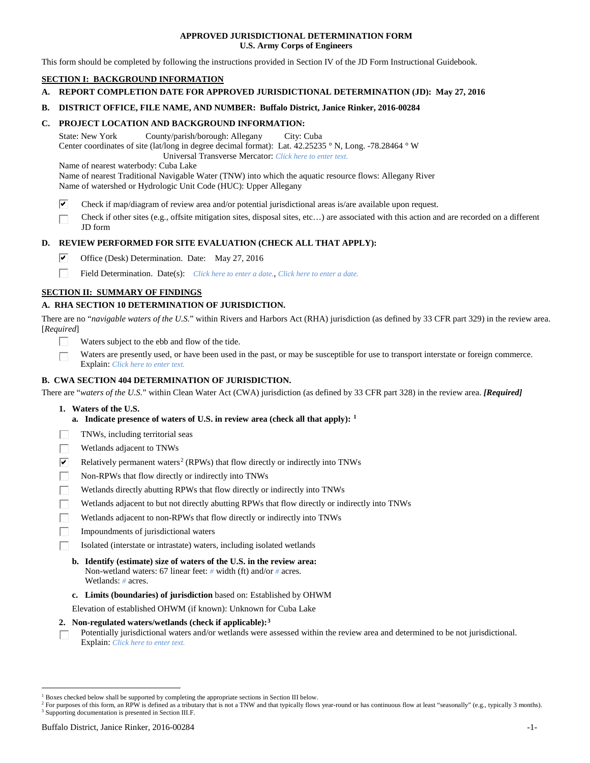# APPROVED JURISDICTIONAL DETERMINATION FORM
## U.S. Army Corps of Engineers

This form should be completed by following the instructions provided in Section IV of the JD Form Instructional Guidebook.

## SECTION I: BACKGROUND INFORMATION

**A. REPORT COMPLETION DATE FOR APPROVED JURISDICTIONAL DETERMINATION (JD): May 27, 2016**

**B. DISTRICT OFFICE, FILE NAME, AND NUMBER: Buffalo District, Janice Rinker, 2016-00284**

**C. PROJECT LOCATION AND BACKGROUND INFORMATION:**

State: New York County/parish/borough: Allegany City: Cuba
Center coordinates of site (lat/long in degree decimal format): Lat. 42.25235 ° N, Long. -78.28464 ° W
Universal Transverse Mercator: *Click here to enter text.*
Name of nearest waterbody: Cuba Lake
Name of nearest Traditional Navigable Water (TNW) into which the aquatic resource flows: Allegany River
Name of watershed or Hydrologic Unit Code (HUC): Upper Allegany

- [x] Check if map/diagram of review area and/or potential jurisdictional areas is/are available upon request.
- [ ] Check if other sites (e.g., offsite mitigation sites, disposal sites, etc…) are associated with this action and are recorded on a different JD form

**D. REVIEW PERFORMED FOR SITE EVALUATION (CHECK ALL THAT APPLY):**

- [x] Office (Desk) Determination. Date: May 27, 2016
- [ ] Field Determination. Date(s): *Click here to enter a date.*, *Click here to enter a date.*

## SECTION II: SUMMARY OF FINDINGS

**A. RHA SECTION 10 DETERMINATION OF JURISDICTION.**

There are no "*navigable waters of the U.S.*" within Rivers and Harbors Act (RHA) jurisdiction (as defined by 33 CFR part 329) in the review area. [*Required*]

- [ ] Waters subject to the ebb and flow of the tide.
- [ ] Waters are presently used, or have been used in the past, or may be susceptible for use to transport interstate or foreign commerce. Explain: *Click here to enter text.*

**B. CWA SECTION 404 DETERMINATION OF JURISDICTION.**

There are "*waters of the U.S.*" within Clean Water Act (CWA) jurisdiction (as defined by 33 CFR part 328) in the review area. ***[Required]***

**1. Waters of the U.S.**

**a. Indicate presence of waters of U.S. in review area (check all that apply):** [1]

- [ ] TNWs, including territorial seas
- [ ] Wetlands adjacent to TNWs
- [x] Relatively permanent waters[2] (RPWs) that flow directly or indirectly into TNWs
- [ ] Non-RPWs that flow directly or indirectly into TNWs
- [ ] Wetlands directly abutting RPWs that flow directly or indirectly into TNWs
- [ ] Wetlands adjacent to but not directly abutting RPWs that flow directly or indirectly into TNWs
- [ ] Wetlands adjacent to non-RPWs that flow directly or indirectly into TNWs
- [ ] Impoundments of jurisdictional waters
- [ ] Isolated (interstate or intrastate) waters, including isolated wetlands

**b. Identify (estimate) size of waters of the U.S. in the review area:**
Non-wetland waters: 67 linear feet: *#* width (ft) and/or *#* acres.
Wetlands: *#* acres.

**c. Limits (boundaries) of jurisdiction** based on: Established by OHWM

Elevation of established OHWM (if known): Unknown for Cuba Lake

**2. Non-regulated waters/wetlands (check if applicable):**[3]

- [ ] Potentially jurisdictional waters and/or wetlands were assessed within the review area and determined to be not jurisdictional. Explain: *Click here to enter text.*

---

[1] Boxes checked below shall be supported by completing the appropriate sections in Section III below.
[2] For purposes of this form, an RPW is defined as a tributary that is not a TNW and that typically flows year-round or has continuous flow at least "seasonally" (e.g., typically 3 months).
[3] Supporting documentation is presented in Section III.F.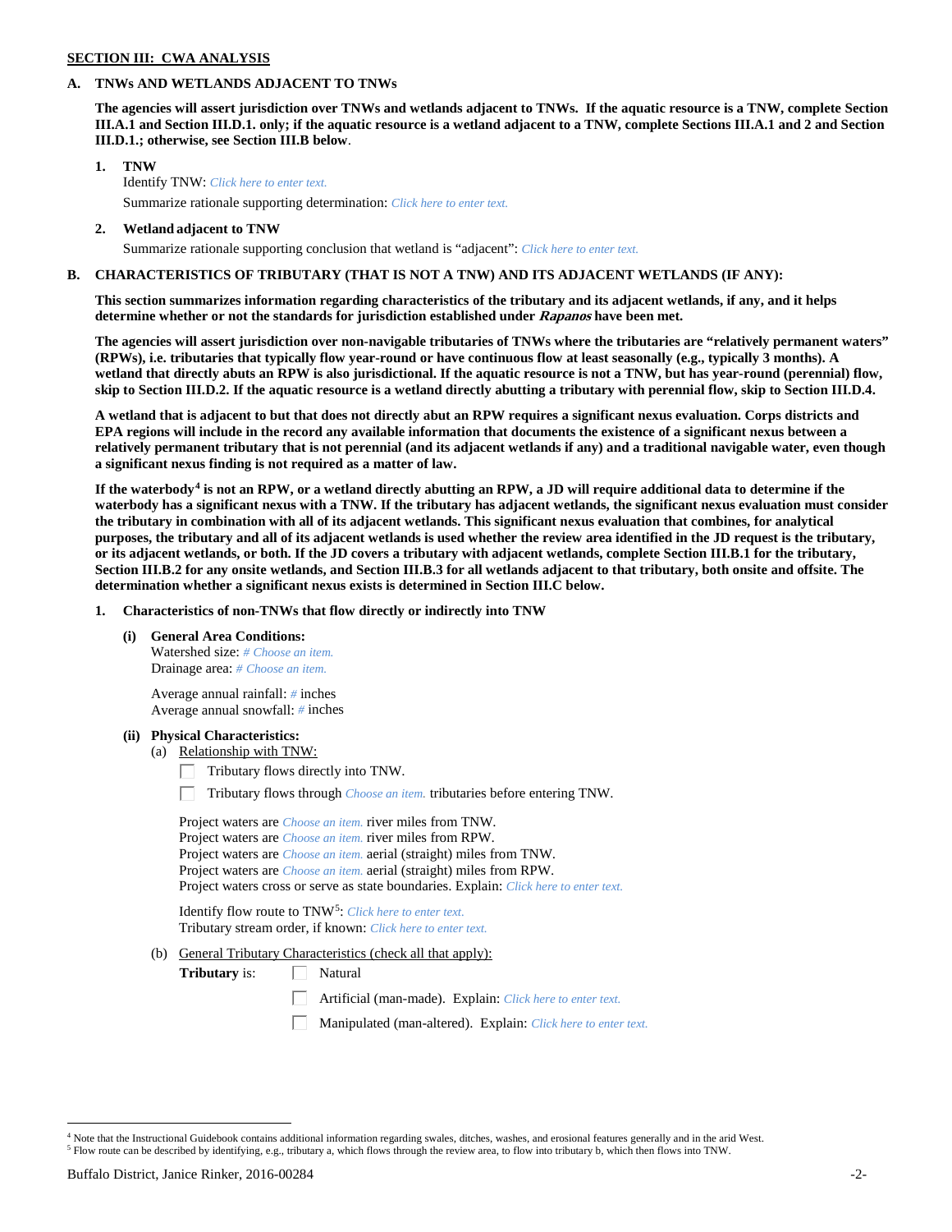**SECTION III: CWA ANALYSIS**

**A. TNWs AND WETLANDS ADJACENT TO TNWs**

**The agencies will assert jurisdiction over TNWs and wetlands adjacent to TNWs. If the aquatic resource is a TNW, complete Section III.A.1 and Section III.D.1. only; if the aquatic resource is a wetland adjacent to a TNW, complete Sections III.A.1 and 2 and Section III.D.1.; otherwise, see Section III.B below**.

**1. TNW**

Identify TNW: *Click here to enter text.*

Summarize rationale supporting determination: *Click here to enter text.*

**2. Wetland adjacent to TNW**

Summarize rationale supporting conclusion that wetland is "adjacent": *Click here to enter text.*

**B. CHARACTERISTICS OF TRIBUTARY (THAT IS NOT A TNW) AND ITS ADJACENT WETLANDS (IF ANY):**

**This section summarizes information regarding characteristics of the tributary and its adjacent wetlands, if any, and it helps determine whether or not the standards for jurisdiction established under *Rapanos* have been met.**

**The agencies will assert jurisdiction over non-navigable tributaries of TNWs where the tributaries are "relatively permanent waters" (RPWs), i.e. tributaries that typically flow year-round or have continuous flow at least seasonally (e.g., typically 3 months). A wetland that directly abuts an RPW is also jurisdictional. If the aquatic resource is not a TNW, but has year-round (perennial) flow, skip to Section III.D.2. If the aquatic resource is a wetland directly abutting a tributary with perennial flow, skip to Section III.D.4.**

**A wetland that is adjacent to but that does not directly abut an RPW requires a significant nexus evaluation. Corps districts and EPA regions will include in the record any available information that documents the existence of a significant nexus between a relatively permanent tributary that is not perennial (and its adjacent wetlands if any) and a traditional navigable water, even though a significant nexus finding is not required as a matter of law.**

**If the waterbody[4] is not an RPW, or a wetland directly abutting an RPW, a JD will require additional data to determine if the waterbody has a significant nexus with a TNW. If the tributary has adjacent wetlands, the significant nexus evaluation must consider the tributary in combination with all of its adjacent wetlands. This significant nexus evaluation that combines, for analytical purposes, the tributary and all of its adjacent wetlands is used whether the review area identified in the JD request is the tributary, or its adjacent wetlands, or both. If the JD covers a tributary with adjacent wetlands, complete Section III.B.1 for the tributary, Section III.B.2 for any onsite wetlands, and Section III.B.3 for all wetlands adjacent to that tributary, both onsite and offsite. The determination whether a significant nexus exists is determined in Section III.C below.**

**1. Characteristics of non-TNWs that flow directly or indirectly into TNW**

**(i) General Area Conditions:**

Watershed size: *# Choose an item.*
Drainage area: *# Choose an item.*

Average annual rainfall: *#* inches
Average annual snowfall: *#* inches

**(ii) Physical Characteristics:**

(a) Relationship with TNW:

☐ Tributary flows directly into TNW.

☐ Tributary flows through *Choose an item.* tributaries before entering TNW.

Project waters are *Choose an item.* river miles from TNW.
Project waters are *Choose an item.* river miles from RPW.
Project waters are *Choose an item.* aerial (straight) miles from TNW.
Project waters are *Choose an item.* aerial (straight) miles from RPW.
Project waters cross or serve as state boundaries. Explain: *Click here to enter text.*

Identify flow route to TNW[5]: *Click here to enter text.*
Tributary stream order, if known: *Click here to enter text.*

(b) General Tributary Characteristics (check all that apply):

**Tributary** is: ☐ Natural

☐ Artificial (man-made). Explain: *Click here to enter text.*

☐ Manipulated (man-altered). Explain: *Click here to enter text.*

---

[4] Note that the Instructional Guidebook contains additional information regarding swales, ditches, washes, and erosional features generally and in the arid West.
[5] Flow route can be described by identifying, e.g., tributary a, which flows through the review area, to flow into tributary b, which then flows into TNW.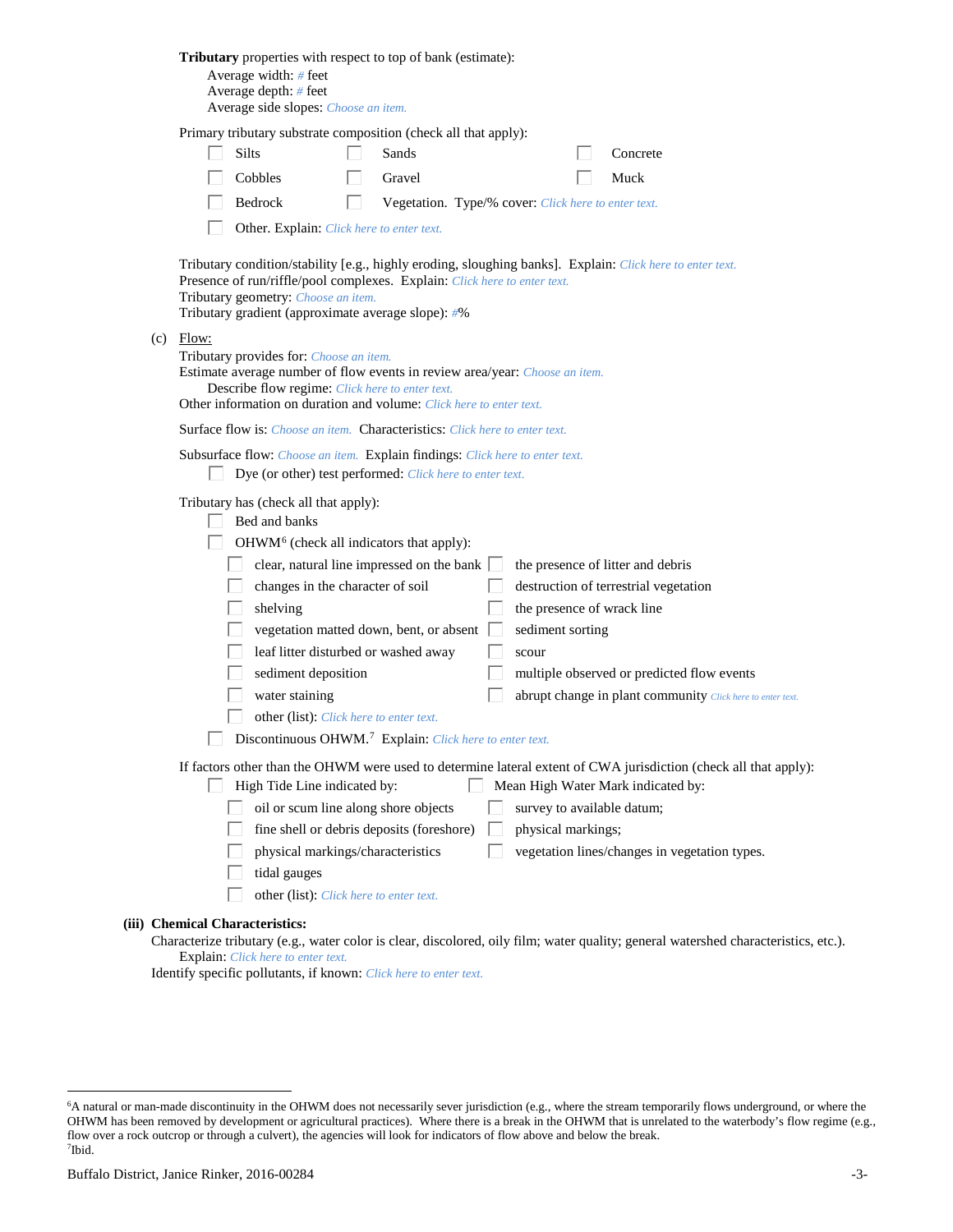**Tributary** properties with respect to top of bank (estimate):

Average width: # feet
Average depth: # feet
Average side slopes: Choose an item.

Primary tributary substrate composition (check all that apply):

- ☐ Silts
- ☐ Sands
- ☐ Concrete
- ☐ Cobbles
- ☐ Gravel
- ☐ Muck
- ☐ Bedrock
- ☐ Vegetation. Type/% cover: Click here to enter text.
- ☐ Other. Explain: Click here to enter text.

Tributary condition/stability [e.g., highly eroding, sloughing banks]. Explain: Click here to enter text.
Presence of run/riffle/pool complexes. Explain: Click here to enter text.
Tributary geometry: Choose an item.
Tributary gradient (approximate average slope): #%

(c) Flow:

Tributary provides for: Choose an item.
Estimate average number of flow events in review area/year: Choose an item.
Describe flow regime: Click here to enter text.
Other information on duration and volume: Click here to enter text.

Surface flow is: Choose an item. Characteristics: Click here to enter text.

Subsurface flow: Choose an item. Explain findings: Click here to enter text.

- ☐ Dye (or other) test performed: Click here to enter text.

Tributary has (check all that apply):

- ☐ Bed and banks
- ☐ OHWM[6] (check all indicators that apply):
  - ☐ clear, natural line impressed on the bank
  - ☐ the presence of litter and debris
  - ☐ changes in the character of soil
  - ☐ destruction of terrestrial vegetation
  - ☐ shelving
  - ☐ the presence of wrack line
  - ☐ vegetation matted down, bent, or absent
  - ☐ sediment sorting
  - ☐ leaf litter disturbed or washed away
  - ☐ scour
  - ☐ sediment deposition
  - ☐ multiple observed or predicted flow events
  - ☐ water staining
  - ☐ abrupt change in plant community Click here to enter text.
  - ☐ other (list): Click here to enter text.
- ☐ Discontinuous OHWM.[7] Explain: Click here to enter text.

If factors other than the OHWM were used to determine lateral extent of CWA jurisdiction (check all that apply):

- ☐ High Tide Line indicated by:
  - ☐ oil or scum line along shore objects
  - ☐ fine shell or debris deposits (foreshore)
  - ☐ physical markings/characteristics
  - ☐ tidal gauges
  - ☐ other (list): Click here to enter text.
- ☐ Mean High Water Mark indicated by:
  - ☐ survey to available datum;
  - ☐ physical markings;
  - ☐ vegetation lines/changes in vegetation types.

**(iii) Chemical Characteristics:**

Characterize tributary (e.g., water color is clear, discolored, oily film; water quality; general watershed characteristics, etc.).
Explain: Click here to enter text.
Identify specific pollutants, if known: Click here to enter text.

---

[6] A natural or man-made discontinuity in the OHWM does not necessarily sever jurisdiction (e.g., where the stream temporarily flows underground, or where the OHWM has been removed by development or agricultural practices). Where there is a break in the OHWM that is unrelated to the waterbody's flow regime (e.g., flow over a rock outcrop or through a culvert), the agencies will look for indicators of flow above and below the break.
[7] Ibid.

Buffalo District, Janice Rinker, 2016-00284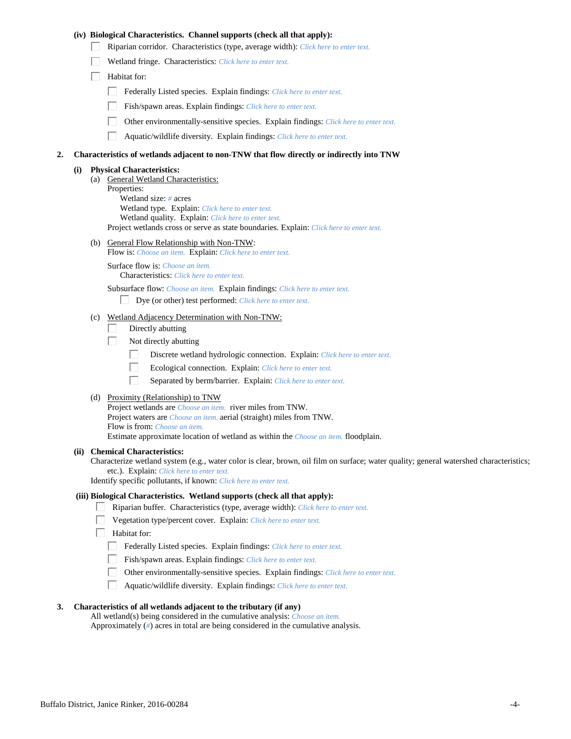**(iv) Biological Characteristics. Channel supports (check all that apply):**

☐ Riparian corridor. Characteristics (type, average width): Click here to enter text.

☐ Wetland fringe. Characteristics: Click here to enter text.

☐ Habitat for:

☐ Federally Listed species. Explain findings: Click here to enter text.

☐ Fish/spawn areas. Explain findings: Click here to enter text.

☐ Other environmentally-sensitive species. Explain findings: Click here to enter text.

☐ Aquatic/wildlife diversity. Explain findings: Click here to enter text.

**2. Characteristics of wetlands adjacent to non-TNW that flow directly or indirectly into TNW**

**(i) Physical Characteristics:**

(a) General Wetland Characteristics:

Properties:

Wetland size: # acres

Wetland type. Explain: Click here to enter text.

Wetland quality. Explain: Click here to enter text.

Project wetlands cross or serve as state boundaries. Explain: Click here to enter text.

(b) General Flow Relationship with Non-TNW:

Flow is: Choose an item. Explain: Click here to enter text.

Surface flow is: Choose an item.

Characteristics: Click here to enter text.

Subsurface flow: Choose an item. Explain findings: Click here to enter text.

☐ Dye (or other) test performed: Click here to enter text.

(c) Wetland Adjacency Determination with Non-TNW:

☐ Directly abutting

☐ Not directly abutting

☐ Discrete wetland hydrologic connection. Explain: Click here to enter text.

☐ Ecological connection. Explain: Click here to enter text.

☐ Separated by berm/barrier. Explain: Click here to enter text.

(d) Proximity (Relationship) to TNW

Project wetlands are Choose an item. river miles from TNW.

Project waters are Choose an item. aerial (straight) miles from TNW.

Flow is from: Choose an item.

Estimate approximate location of wetland as within the Choose an item. floodplain.

**(ii) Chemical Characteristics:**

Characterize wetland system (e.g., water color is clear, brown, oil film on surface; water quality; general watershed characteristics; etc.). Explain: Click here to enter text.

Identify specific pollutants, if known: Click here to enter text.

**(iii) Biological Characteristics. Wetland supports (check all that apply):**

☐ Riparian buffer. Characteristics (type, average width): Click here to enter text.

☐ Vegetation type/percent cover. Explain: Click here to enter text.

☐ Habitat for:

☐ Federally Listed species. Explain findings: Click here to enter text.

☐ Fish/spawn areas. Explain findings: Click here to enter text.

☐ Other environmentally-sensitive species. Explain findings: Click here to enter text.

☐ Aquatic/wildlife diversity. Explain findings: Click here to enter text.

**3. Characteristics of all wetlands adjacent to the tributary (if any)**

All wetland(s) being considered in the cumulative analysis: Choose an item.

Approximately (#) acres in total are being considered in the cumulative analysis.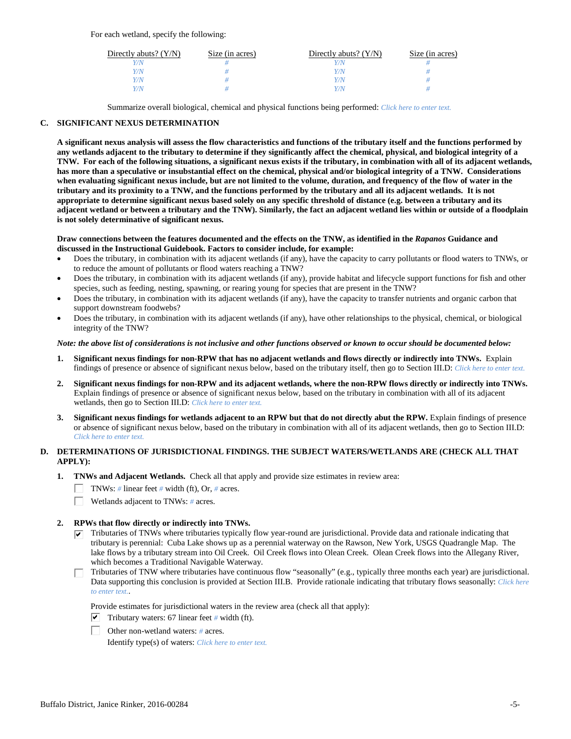For each wetland, specify the following:

| Directly abuts? (Y/N) | Size (in acres) | Directly abuts? (Y/N) | Size (in acres) |
|---|---|---|---|
| Y/N | # | Y/N | # |
| Y/N | # | Y/N | # |
| Y/N | # | Y/N | # |
| Y/N | # | Y/N | # |

Summarize overall biological, chemical and physical functions being performed: *Click here to enter text.*

**C. SIGNIFICANT NEXUS DETERMINATION**

**A significant nexus analysis will assess the flow characteristics and functions of the tributary itself and the functions performed by any wetlands adjacent to the tributary to determine if they significantly affect the chemical, physical, and biological integrity of a TNW. For each of the following situations, a significant nexus exists if the tributary, in combination with all of its adjacent wetlands, has more than a speculative or insubstantial effect on the chemical, physical and/or biological integrity of a TNW. Considerations when evaluating significant nexus include, but are not limited to the volume, duration, and frequency of the flow of water in the tributary and its proximity to a TNW, and the functions performed by the tributary and all its adjacent wetlands. It is not appropriate to determine significant nexus based solely on any specific threshold of distance (e.g. between a tributary and its adjacent wetland or between a tributary and the TNW). Similarly, the fact an adjacent wetland lies within or outside of a floodplain is not solely determinative of significant nexus.**

**Draw connections between the features documented and the effects on the TNW, as identified in the *Rapanos* Guidance and discussed in the Instructional Guidebook. Factors to consider include, for example:**

- Does the tributary, in combination with its adjacent wetlands (if any), have the capacity to carry pollutants or flood waters to TNWs, or to reduce the amount of pollutants or flood waters reaching a TNW?
- Does the tributary, in combination with its adjacent wetlands (if any), provide habitat and lifecycle support functions for fish and other species, such as feeding, nesting, spawning, or rearing young for species that are present in the TNW?
- Does the tributary, in combination with its adjacent wetlands (if any), have the capacity to transfer nutrients and organic carbon that support downstream foodwebs?
- Does the tributary, in combination with its adjacent wetlands (if any), have other relationships to the physical, chemical, or biological integrity of the TNW?

***Note: the above list of considerations is not inclusive and other functions observed or known to occur should be documented below:***

1. **Significant nexus findings for non-RPW that has no adjacent wetlands and flows directly or indirectly into TNWs.** Explain findings of presence or absence of significant nexus below, based on the tributary itself, then go to Section III.D: *Click here to enter text.*

2. **Significant nexus findings for non-RPW and its adjacent wetlands, where the non-RPW flows directly or indirectly into TNWs.** Explain findings of presence or absence of significant nexus below, based on the tributary in combination with all of its adjacent wetlands, then go to Section III.D: *Click here to enter text.*

3. **Significant nexus findings for wetlands adjacent to an RPW but that do not directly abut the RPW.** Explain findings of presence or absence of significant nexus below, based on the tributary in combination with all of its adjacent wetlands, then go to Section III.D: *Click here to enter text.*

**D. DETERMINATIONS OF JURISDICTIONAL FINDINGS. THE SUBJECT WATERS/WETLANDS ARE (CHECK ALL THAT APPLY):**

1. **TNWs and Adjacent Wetlands.** Check all that apply and provide size estimates in review area:

   ☐ TNWs: # linear feet # width (ft), Or, # acres.

   ☐ Wetlands adjacent to TNWs: # acres.

2. **RPWs that flow directly or indirectly into TNWs.**

   ☑ Tributaries of TNWs where tributaries typically flow year-round are jurisdictional. Provide data and rationale indicating that tributary is perennial: Cuba Lake shows up as a perennial waterway on the Rawson, New York, USGS Quadrangle Map. The lake flows by a tributary stream into Oil Creek. Oil Creek flows into Olean Creek. Olean Creek flows into the Allegany River, which becomes a Traditional Navigable Waterway.

   ☐ Tributaries of TNW where tributaries have continuous flow "seasonally" (e.g., typically three months each year) are jurisdictional. Data supporting this conclusion is provided at Section III.B. Provide rationale indicating that tributary flows seasonally: *Click here to enter text.*.

   Provide estimates for jurisdictional waters in the review area (check all that apply):

   ☑ Tributary waters: 67 linear feet # width (ft).

   ☐ Other non-wetland waters: # acres.

   Identify type(s) of waters: *Click here to enter text.*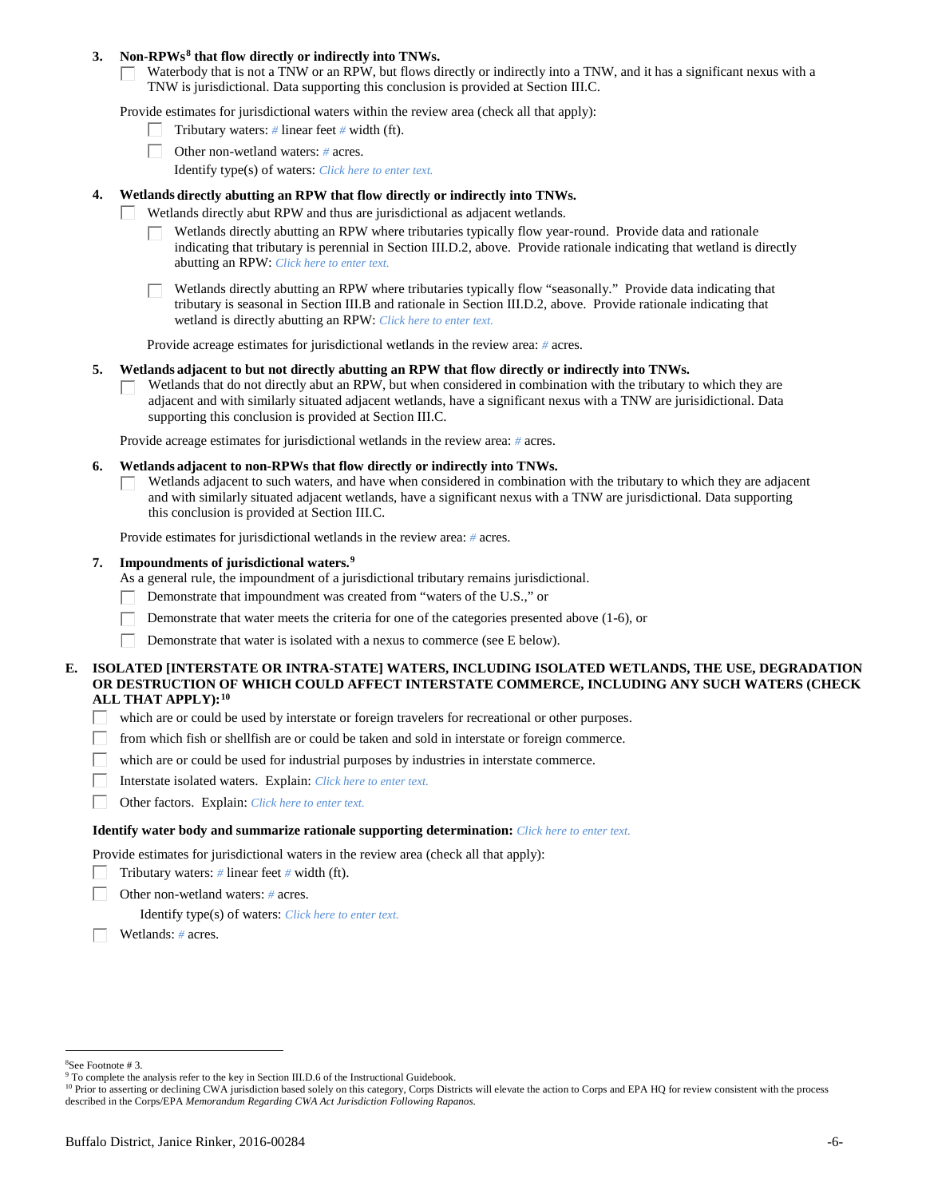**3. Non-RPWs[8] that flow directly or indirectly into TNWs.**

☐ Waterbody that is not a TNW or an RPW, but flows directly or indirectly into a TNW, and it has a significant nexus with a TNW is jurisdictional. Data supporting this conclusion is provided at Section III.C.

Provide estimates for jurisdictional waters within the review area (check all that apply):

☐ Tributary waters: *#* linear feet *#* width (ft).

☐ Other non-wetland waters: *#* acres.

Identify type(s) of waters: *Click here to enter text.*

**4. Wetlands directly abutting an RPW that flow directly or indirectly into TNWs.**

☐ Wetlands directly abut RPW and thus are jurisdictional as adjacent wetlands.

☐ Wetlands directly abutting an RPW where tributaries typically flow year-round. Provide data and rationale indicating that tributary is perennial in Section III.D.2, above. Provide rationale indicating that wetland is directly abutting an RPW: *Click here to enter text.*

☐ Wetlands directly abutting an RPW where tributaries typically flow "seasonally." Provide data indicating that tributary is seasonal in Section III.B and rationale in Section III.D.2, above. Provide rationale indicating that wetland is directly abutting an RPW: *Click here to enter text.*

Provide acreage estimates for jurisdictional wetlands in the review area: *#* acres.

**5. Wetlands adjacent to but not directly abutting an RPW that flow directly or indirectly into TNWs.**

☐ Wetlands that do not directly abut an RPW, but when considered in combination with the tributary to which they are adjacent and with similarly situated adjacent wetlands, have a significant nexus with a TNW are jurisidictional. Data supporting this conclusion is provided at Section III.C.

Provide acreage estimates for jurisdictional wetlands in the review area: *#* acres.

**6. Wetlands adjacent to non-RPWs that flow directly or indirectly into TNWs.**

☐ Wetlands adjacent to such waters, and have when considered in combination with the tributary to which they are adjacent and with similarly situated adjacent wetlands, have a significant nexus with a TNW are jurisdictional. Data supporting this conclusion is provided at Section III.C.

Provide estimates for jurisdictional wetlands in the review area: *#* acres.

**7. Impoundments of jurisdictional waters.[9]**

As a general rule, the impoundment of a jurisdictional tributary remains jurisdictional.

☐ Demonstrate that impoundment was created from "waters of the U.S.," or

☐ Demonstrate that water meets the criteria for one of the categories presented above (1-6), or

☐ Demonstrate that water is isolated with a nexus to commerce (see E below).

**E. ISOLATED [INTERSTATE OR INTRA-STATE] WATERS, INCLUDING ISOLATED WETLANDS, THE USE, DEGRADATION OR DESTRUCTION OF WHICH COULD AFFECT INTERSTATE COMMERCE, INCLUDING ANY SUCH WATERS (CHECK ALL THAT APPLY):[10]**

☐ which are or could be used by interstate or foreign travelers for recreational or other purposes.

☐ from which fish or shellfish are or could be taken and sold in interstate or foreign commerce.

☐ which are or could be used for industrial purposes by industries in interstate commerce.

☐ Interstate isolated waters. Explain: *Click here to enter text.*

☐ Other factors. Explain: *Click here to enter text.*

**Identify water body and summarize rationale supporting determination:** *Click here to enter text.*

Provide estimates for jurisdictional waters in the review area (check all that apply):

☐ Tributary waters: *#* linear feet *#* width (ft).

☐ Other non-wetland waters: *#* acres.

Identify type(s) of waters: *Click here to enter text.*

☐ Wetlands: *#* acres.

---

[8] See Footnote # 3.

[9] To complete the analysis refer to the key in Section III.D.6 of the Instructional Guidebook.

[10] Prior to asserting or declining CWA jurisdiction based solely on this category, Corps Districts will elevate the action to Corps and EPA HQ for review consistent with the process described in the Corps/EPA *Memorandum Regarding CWA Act Jurisdiction Following Rapanos.*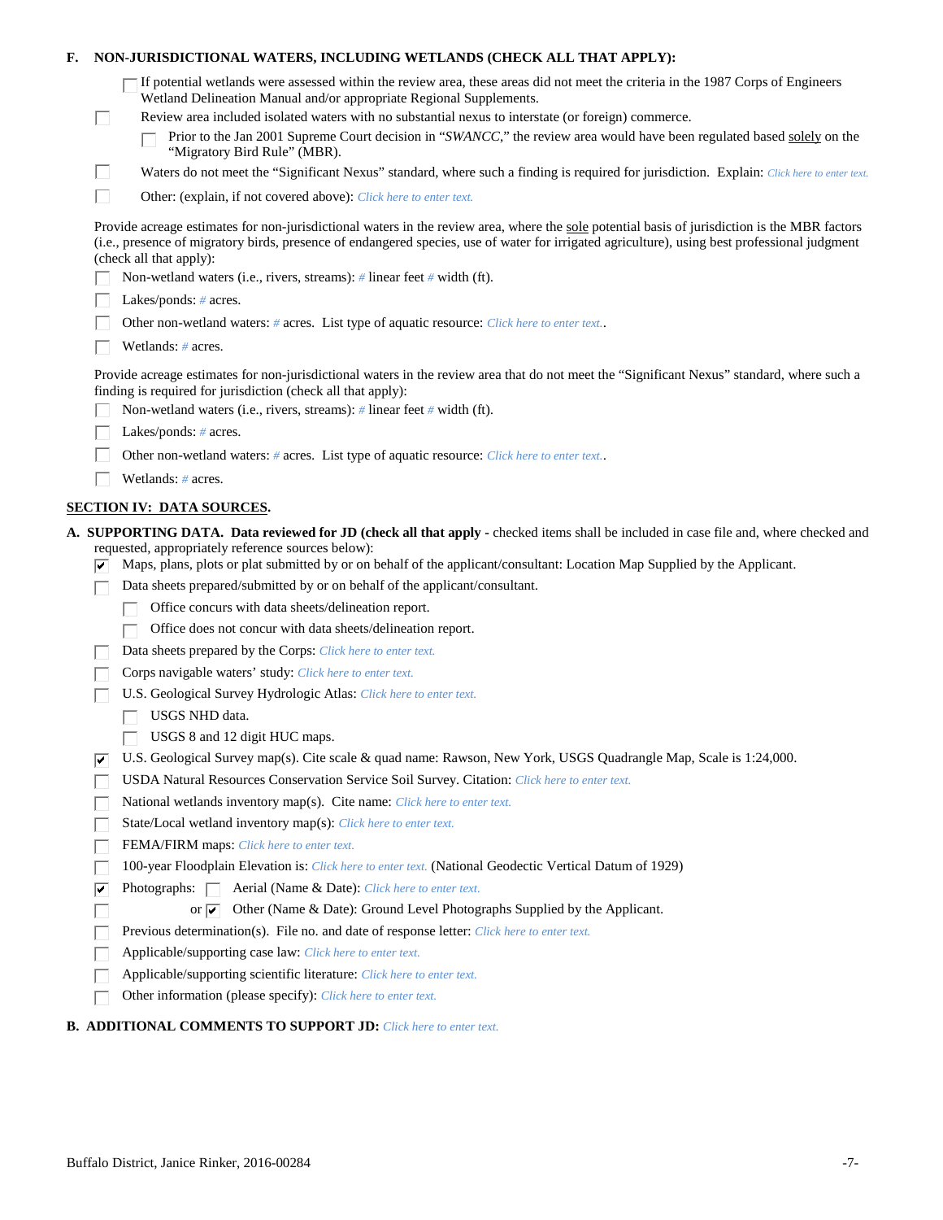**F. NON-JURISDICTIONAL WATERS, INCLUDING WETLANDS (CHECK ALL THAT APPLY):**

- ☐ If potential wetlands were assessed within the review area, these areas did not meet the criteria in the 1987 Corps of Engineers Wetland Delineation Manual and/or appropriate Regional Supplements.
- ☐ Review area included isolated waters with no substantial nexus to interstate (or foreign) commerce.
  - ☐ Prior to the Jan 2001 Supreme Court decision in "*SWANCC*," the review area would have been regulated based solely on the "Migratory Bird Rule" (MBR).
- ☐ Waters do not meet the "Significant Nexus" standard, where such a finding is required for jurisdiction. Explain: *Click here to enter text.*
- ☐ Other: (explain, if not covered above): *Click here to enter text.*

Provide acreage estimates for non-jurisdictional waters in the review area, where the sole potential basis of jurisdiction is the MBR factors (i.e., presence of migratory birds, presence of endangered species, use of water for irrigated agriculture), using best professional judgment (check all that apply):

- ☐ Non-wetland waters (i.e., rivers, streams): # linear feet # width (ft).
- ☐ Lakes/ponds: # acres.
- ☐ Other non-wetland waters: # acres. List type of aquatic resource: *Click here to enter text.*.
- ☐ Wetlands: # acres.

Provide acreage estimates for non-jurisdictional waters in the review area that do not meet the "Significant Nexus" standard, where such a finding is required for jurisdiction (check all that apply):

- ☐ Non-wetland waters (i.e., rivers, streams): # linear feet # width (ft).
- ☐ Lakes/ponds: # acres.
- ☐ Other non-wetland waters: # acres. List type of aquatic resource: *Click here to enter text.*.
- ☐ Wetlands: # acres.

## SECTION IV: DATA SOURCES.

**A. SUPPORTING DATA. Data reviewed for JD (check all that apply** - checked items shall be included in case file and, where checked and requested, appropriately reference sources below):

- ☑ Maps, plans, plots or plat submitted by or on behalf of the applicant/consultant: Location Map Supplied by the Applicant.
- ☐ Data sheets prepared/submitted by or on behalf of the applicant/consultant.
  - ☐ Office concurs with data sheets/delineation report.
  - ☐ Office does not concur with data sheets/delineation report.
- ☐ Data sheets prepared by the Corps: *Click here to enter text.*
- ☐ Corps navigable waters' study: *Click here to enter text.*
- ☐ U.S. Geological Survey Hydrologic Atlas: *Click here to enter text.*
  - ☐ USGS NHD data.
  - ☐ USGS 8 and 12 digit HUC maps.
- ☑ U.S. Geological Survey map(s). Cite scale & quad name: Rawson, New York, USGS Quadrangle Map, Scale is 1:24,000.
- ☐ USDA Natural Resources Conservation Service Soil Survey. Citation: *Click here to enter text.*
- ☐ National wetlands inventory map(s). Cite name: *Click here to enter text.*
- ☐ State/Local wetland inventory map(s): *Click here to enter text.*
- ☐ FEMA/FIRM maps: *Click here to enter text.*
- ☐ 100-year Floodplain Elevation is: *Click here to enter text.* (National Geodectic Vertical Datum of 1929)
- ☑ Photographs: ☐ Aerial (Name & Date): *Click here to enter text.*
- ☐ or ☑ Other (Name & Date): Ground Level Photographs Supplied by the Applicant.
- ☐ Previous determination(s). File no. and date of response letter: *Click here to enter text.*
- ☐ Applicable/supporting case law: *Click here to enter text.*
- ☐ Applicable/supporting scientific literature: *Click here to enter text.*
- ☐ Other information (please specify): *Click here to enter text.*

**B. ADDITIONAL COMMENTS TO SUPPORT JD:** *Click here to enter text.*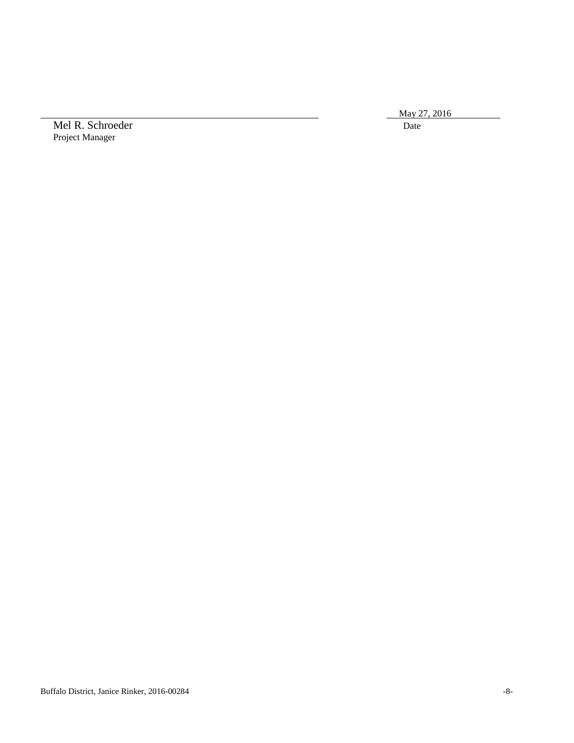______________________________________________  May 27, 2016

Mel R. Schroeder  Date

Project Manager